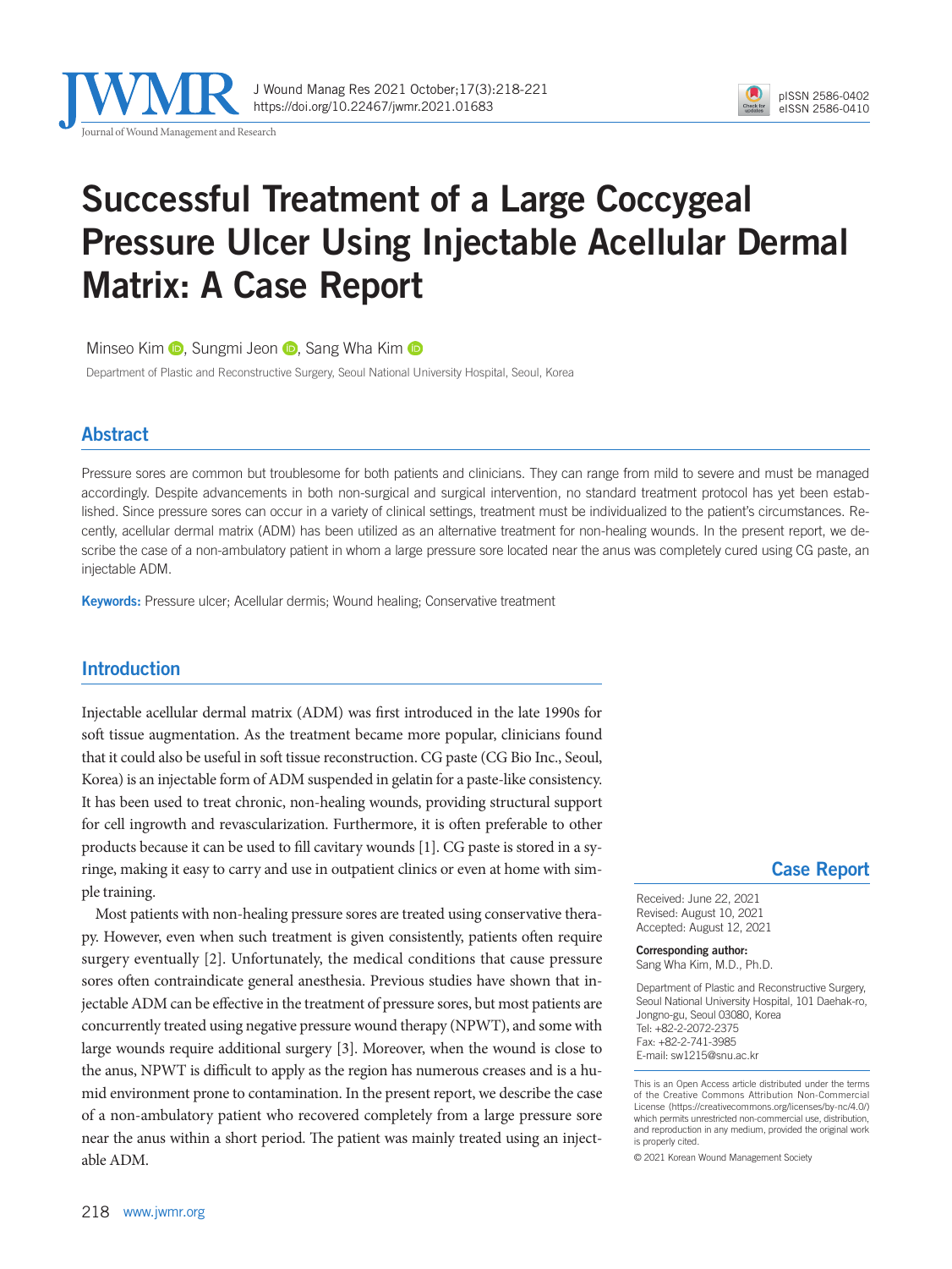# Successful Treatment of a Large Coccygeal Pressure Ulcer Using Injectable Acellular Dermal Matrix: A Case Report

Minseo Kim, Sungmi Jeon, Sang Wha Kim

Department of Plastic and Reconstructive Surgery, Seoul National University Hospital, Seoul, Korea

## Abstract

Pressure sores are common but troublesome for both patients and clinicians. They can range from mild to severe and must be managed accordingly. Despite advancements in both non-surgical and surgical intervention, no standard treatment protocol has yet been established. Since pressure sores can occur in a variety of clinical settings, treatment must be individualized to the patient's circumstances. Recently, acellular dermal matrix (ADM) has been utilized as an alternative treatment for non-healing wounds. In the present report, we describe the case of a non-ambulatory patient in whom a large pressure sore located near the anus was completely cured using CG paste, an injectable ADM.

**Keywords:** Pressure ulcer; Acellular dermis; Wound healing; Conservative treatment

## Introduction

Injectable acellular dermal matrix (ADM) was first introduced in the late 1990s for soft tissue augmentation. As the treatment became more popular, clinicians found that it could also be useful in soft tissue reconstruction. CG paste (CG Bio Inc., Seoul, Korea) is an injectable form of ADM suspended in gelatin for a paste-like consistency. It has been used to treat chronic, non-healing wounds, providing structural support for cell ingrowth and revascularization. Furthermore, it is often preferable to other products because it can be used to fill cavitary wounds [1]. CG paste is stored in a syringe, making it easy to carry and use in outpatient clinics or even at home with simple training.

Most patients with non-healing pressure sores are treated using conservative therapy. However, even when such treatment is given consistently, patients often require surgery eventually [2]. Unfortunately, the medical conditions that cause pressure sores often contraindicate general anesthesia. Previous studies have shown that injectable ADM can be effective in the treatment of pressure sores, but most patients are concurrently treated using negative pressure wound therapy (NPWT), and some with large wounds require additional surgery [3]. Moreover, when the wound is close to the anus, NPWT is difficult to apply as the region has numerous creases and is a humid environment prone to contamination. In the present report, we describe the case of a non-ambulatory patient who recovered completely from a large pressure sore near the anus within a short period. The patient was mainly treated using an injectable ADM.

**Case Report**

Received: June 22, 2021
Revised: August 10, 2021
Accepted: August 12, 2021

**Corresponding author:**
Sang Wha Kim, M.D., Ph.D.

Department of Plastic and Reconstructive Surgery, Seoul National University Hospital, 101 Daehak-ro, Jongno-gu, Seoul 03080, Korea
Tel: +82-2-2072-2375
Fax: +82-2-741-3985
E-mail: sw1215@snu.ac.kr

This is an Open Access article distributed under the terms of the Creative Commons Attribution Non-Commercial License (https://creativecommons.org/licenses/by-nc/4.0/) which permits unrestricted non-commercial use, distribution, and reproduction in any medium, provided the original work is properly cited.

© 2021 Korean Wound Management Society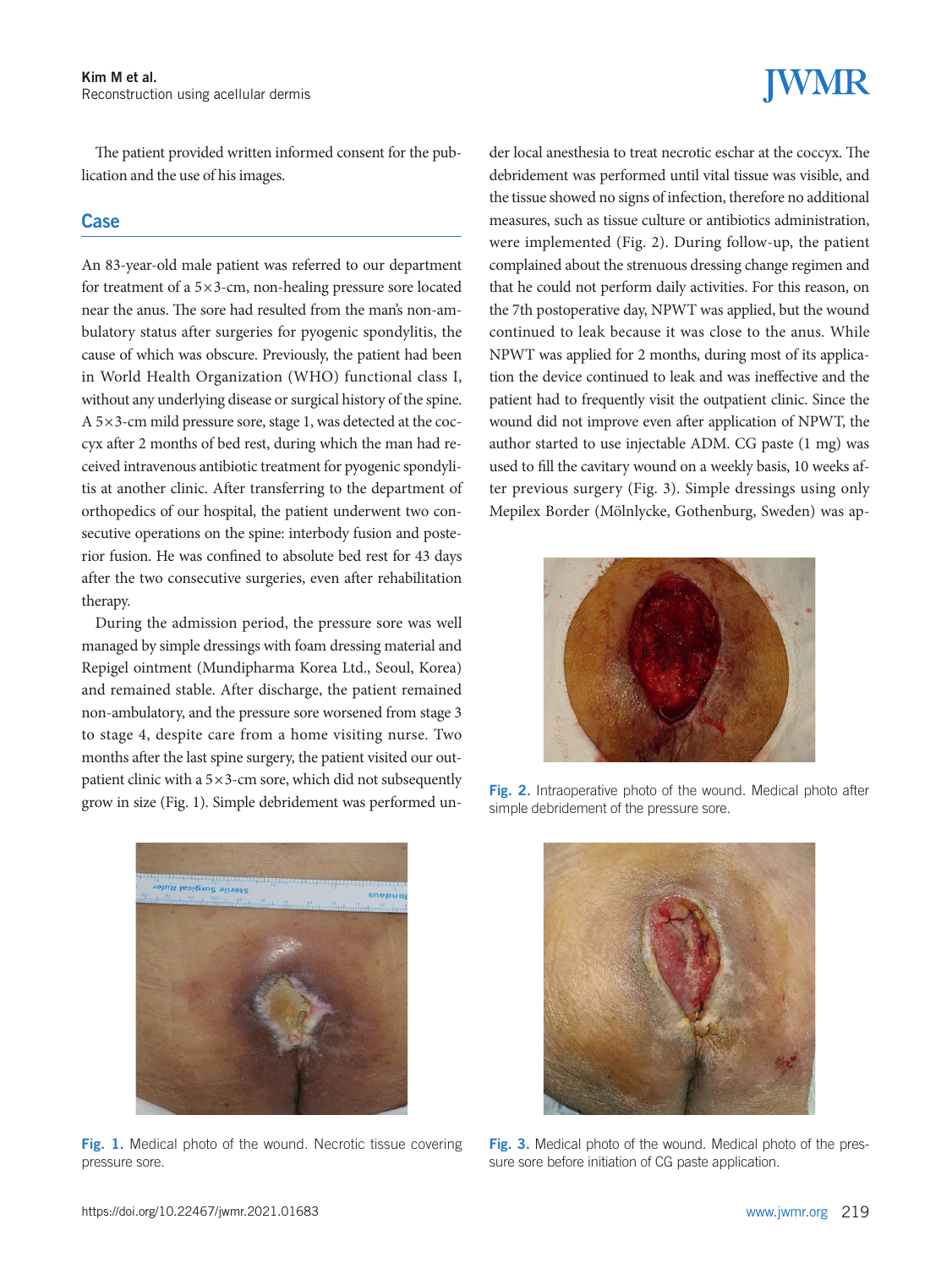The patient provided written informed consent for the publication and the use of his images.

## Case

An 83-year-old male patient was referred to our department for treatment of a 5×3-cm, non-healing pressure sore located near the anus. The sore had resulted from the man's non-ambulatory status after surgeries for pyogenic spondylitis, the cause of which was obscure. Previously, the patient had been in World Health Organization (WHO) functional class I, without any underlying disease or surgical history of the spine. A 5×3-cm mild pressure sore, stage 1, was detected at the coccyx after 2 months of bed rest, during which the man had received intravenous antibiotic treatment for pyogenic spondylitis at another clinic. After transferring to the department of orthopedics of our hospital, the patient underwent two consecutive operations on the spine: interbody fusion and posterior fusion. He was confined to absolute bed rest for 43 days after the two consecutive surgeries, even after rehabilitation therapy.

During the admission period, the pressure sore was well managed by simple dressings with foam dressing material and Repigel ointment (Mundipharma Korea Ltd., Seoul, Korea) and remained stable. After discharge, the patient remained non-ambulatory, and the pressure sore worsened from stage 3 to stage 4, despite care from a home visiting nurse. Two months after the last spine surgery, the patient visited our outpatient clinic with a 5×3-cm sore, which did not subsequently grow in size (Fig. 1). Simple debridement was performed under local anesthesia to treat necrotic eschar at the coccyx. The debridement was performed until vital tissue was visible, and the tissue showed no signs of infection, therefore no additional measures, such as tissue culture or antibiotics administration, were implemented (Fig. 2). During follow-up, the patient complained about the strenuous dressing change regimen and that he could not perform daily activities. For this reason, on the 7th postoperative day, NPWT was applied, but the wound continued to leak because it was close to the anus. While NPWT was applied for 2 months, during most of its application the device continued to leak and was ineffective and the patient had to frequently visit the outpatient clinic. Since the wound did not improve even after application of NPWT, the author started to use injectable ADM. CG paste (1 mg) was used to fill the cavitary wound on a weekly basis, 10 weeks after previous surgery (Fig. 3). Simple dressings using only Mepilex Border (Mölnlycke, Gothenburg, Sweden) was ap-

**Fig. 2.** Intraoperative photo of the wound. Medical photo after simple debridement of the pressure sore.

**Fig. 1.** Medical photo of the wound. Necrotic tissue covering pressure sore.

**Fig. 3.** Medical photo of the wound. Medical photo of the pressure sore before initiation of CG paste application.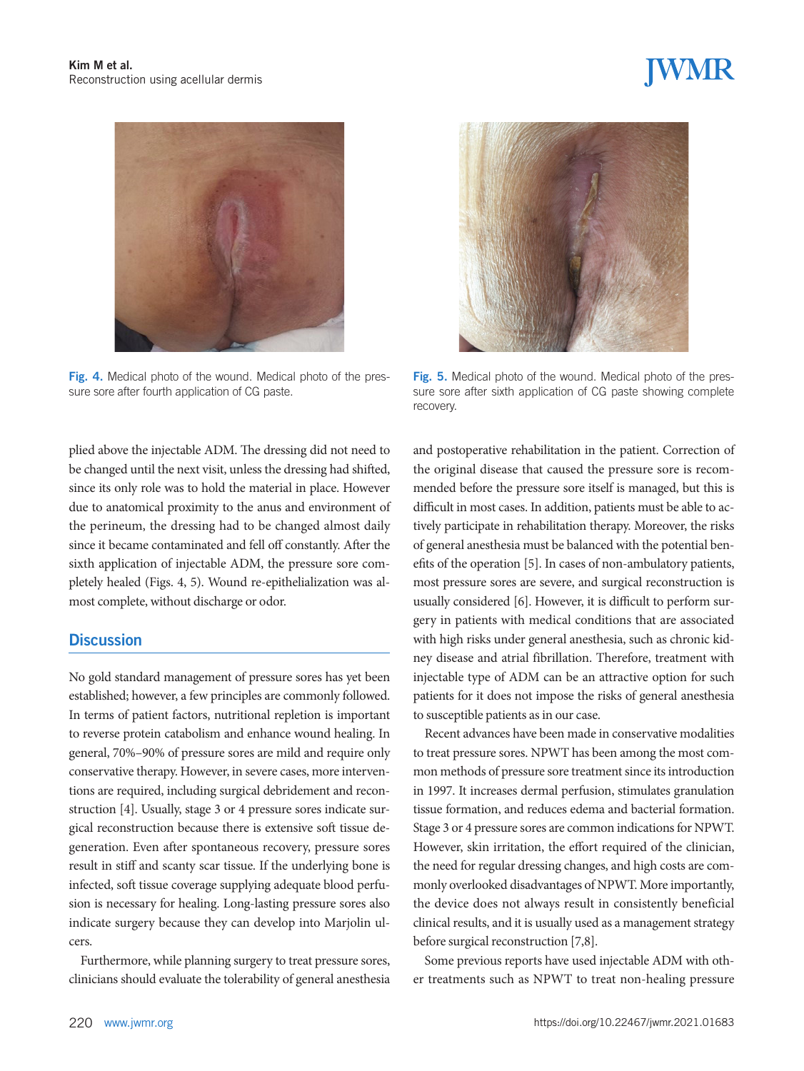Fig. 4. Medical photo of the wound. Medical photo of the pressure sore after fourth application of CG paste.

Fig. 5. Medical photo of the wound. Medical photo of the pressure sore after sixth application of CG paste showing complete recovery.

plied above the injectable ADM. The dressing did not need to be changed until the next visit, unless the dressing had shifted, since its only role was to hold the material in place. However due to anatomical proximity to the anus and environment of the perineum, the dressing had to be changed almost daily since it became contaminated and fell off constantly. After the sixth application of injectable ADM, the pressure sore completely healed (Figs. 4, 5). Wound re-epithelialization was almost complete, without discharge or odor.

## Discussion

No gold standard management of pressure sores has yet been established; however, a few principles are commonly followed. In terms of patient factors, nutritional repletion is important to reverse protein catabolism and enhance wound healing. In general, 70%–90% of pressure sores are mild and require only conservative therapy. However, in severe cases, more interventions are required, including surgical debridement and reconstruction [4]. Usually, stage 3 or 4 pressure sores indicate surgical reconstruction because there is extensive soft tissue degeneration. Even after spontaneous recovery, pressure sores result in stiff and scanty scar tissue. If the underlying bone is infected, soft tissue coverage supplying adequate blood perfusion is necessary for healing. Long-lasting pressure sores also indicate surgery because they can develop into Marjolin ulcers.

Furthermore, while planning surgery to treat pressure sores, clinicians should evaluate the tolerability of general anesthesia and postoperative rehabilitation in the patient. Correction of the original disease that caused the pressure sore is recommended before the pressure sore itself is managed, but this is difficult in most cases. In addition, patients must be able to actively participate in rehabilitation therapy. Moreover, the risks of general anesthesia must be balanced with the potential benefits of the operation [5]. In cases of non-ambulatory patients, most pressure sores are severe, and surgical reconstruction is usually considered [6]. However, it is difficult to perform surgery in patients with medical conditions that are associated with high risks under general anesthesia, such as chronic kidney disease and atrial fibrillation. Therefore, treatment with injectable type of ADM can be an attractive option for such patients for it does not impose the risks of general anesthesia to susceptible patients as in our case.

Recent advances have been made in conservative modalities to treat pressure sores. NPWT has been among the most common methods of pressure sore treatment since its introduction in 1997. It increases dermal perfusion, stimulates granulation tissue formation, and reduces edema and bacterial formation. Stage 3 or 4 pressure sores are common indications for NPWT. However, skin irritation, the effort required of the clinician, the need for regular dressing changes, and high costs are commonly overlooked disadvantages of NPWT. More importantly, the device does not always result in consistently beneficial clinical results, and it is usually used as a management strategy before surgical reconstruction [7,8].

Some previous reports have used injectable ADM with other treatments such as NPWT to treat non-healing pressure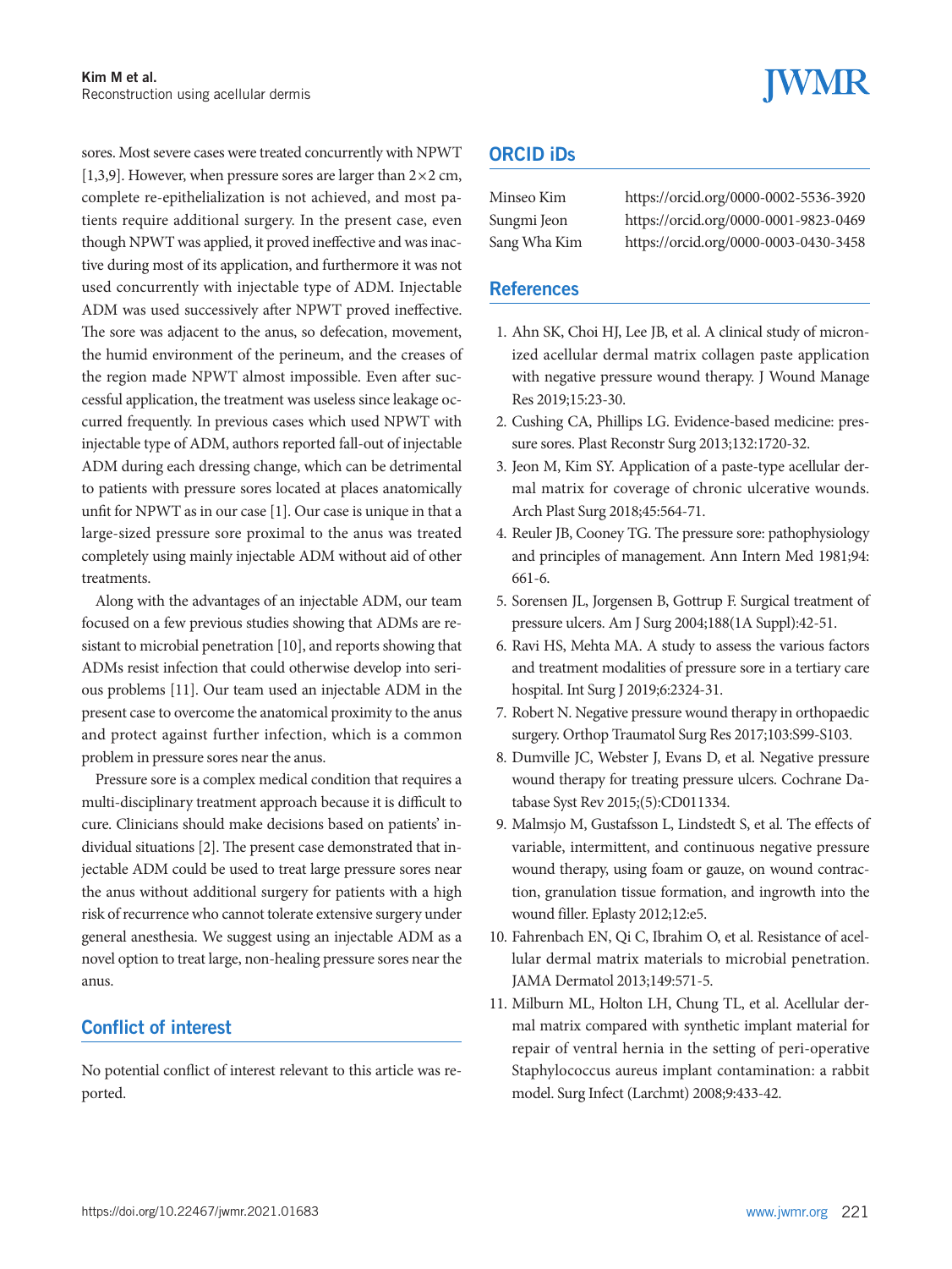sores. Most severe cases were treated concurrently with NPWT [1,3,9]. However, when pressure sores are larger than $2 \times 2$ cm, complete re-epithelialization is not achieved, and most patients require additional surgery. In the present case, even though NPWT was applied, it proved ineffective and was inactive during most of its application, and furthermore it was not used concurrently with injectable type of ADM. Injectable ADM was used successively after NPWT proved ineffective. The sore was adjacent to the anus, so defecation, movement, the humid environment of the perineum, and the creases of the region made NPWT almost impossible. Even after successful application, the treatment was useless since leakage occurred frequently. In previous cases which used NPWT with injectable type of ADM, authors reported fall-out of injectable ADM during each dressing change, which can be detrimental to patients with pressure sores located at places anatomically unfit for NPWT as in our case [1]. Our case is unique in that a large-sized pressure sore proximal to the anus was treated completely using mainly injectable ADM without aid of other treatments.

Along with the advantages of an injectable ADM, our team focused on a few previous studies showing that ADMs are resistant to microbial penetration [10], and reports showing that ADMs resist infection that could otherwise develop into serious problems [11]. Our team used an injectable ADM in the present case to overcome the anatomical proximity to the anus and protect against further infection, which is a common problem in pressure sores near the anus.

Pressure sore is a complex medical condition that requires a multi-disciplinary treatment approach because it is difficult to cure. Clinicians should make decisions based on patients' individual situations [2]. The present case demonstrated that injectable ADM could be used to treat large pressure sores near the anus without additional surgery for patients with a high risk of recurrence who cannot tolerate extensive surgery under general anesthesia. We suggest using an injectable ADM as a novel option to treat large, non-healing pressure sores near the anus.

## Conflict of interest

No potential conflict of interest relevant to this article was reported.

## ORCID iDs

Minseo Kim https://orcid.org/0000-0002-5536-3920
Sungmi Jeon https://orcid.org/0000-0001-9823-0469
Sang Wha Kim https://orcid.org/0000-0003-0430-3458

## References

1. Ahn SK, Choi HJ, Lee JB, et al. A clinical study of micronized acellular dermal matrix collagen paste application with negative pressure wound therapy. J Wound Manage Res 2019;15:23-30.
2. Cushing CA, Phillips LG. Evidence-based medicine: pressure sores. Plast Reconstr Surg 2013;132:1720-32.
3. Jeon M, Kim SY. Application of a paste-type acellular dermal matrix for coverage of chronic ulcerative wounds. Arch Plast Surg 2018;45:564-71.
4. Reuler JB, Cooney TG. The pressure sore: pathophysiology and principles of management. Ann Intern Med 1981;94:661-6.
5. Sorensen JL, Jorgensen B, Gottrup F. Surgical treatment of pressure ulcers. Am J Surg 2004;188(1A Suppl):42-51.
6. Ravi HS, Mehta MA. A study to assess the various factors and treatment modalities of pressure sore in a tertiary care hospital. Int Surg J 2019;6:2324-31.
7. Robert N. Negative pressure wound therapy in orthopaedic surgery. Orthop Traumatol Surg Res 2017;103:S99-S103.
8. Dumville JC, Webster J, Evans D, et al. Negative pressure wound therapy for treating pressure ulcers. Cochrane Database Syst Rev 2015;(5):CD011334.
9. Malmsjo M, Gustafsson L, Lindstedt S, et al. The effects of variable, intermittent, and continuous negative pressure wound therapy, using foam or gauze, on wound contraction, granulation tissue formation, and ingrowth into the wound filler. Eplasty 2012;12:e5.
10. Fahrenbach EN, Qi C, Ibrahim O, et al. Resistance of acellular dermal matrix materials to microbial penetration. JAMA Dermatol 2013;149:571-5.
11. Milburn ML, Holton LH, Chung TL, et al. Acellular dermal matrix compared with synthetic implant material for repair of ventral hernia in the setting of peri-operative Staphylococcus aureus implant contamination: a rabbit model. Surg Infect (Larchmt) 2008;9:433-42.